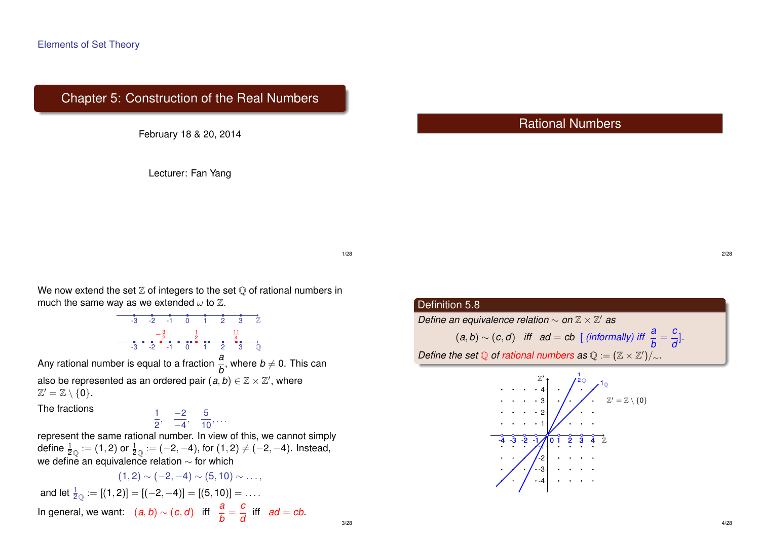Elements of Set Theory

# Chapter 5: Construction of the Real Numbers

February 18 & 20, 2014

Lecturer: Fan Yang

## Rational Numbers

We now extend the set $\mathbb{Z}$ of integers to the set $\mathbb{Q}$ of rational numbers in much the same way as we extended $\omega$ to $\mathbb{Z}$.

Any rational number is equal to a fraction $\frac{a}{b}$, where $b \neq 0$. This can also be represented as an ordered pair $(a, b) \in \mathbb{Z} \times \mathbb{Z}'$, where $\mathbb{Z}' = \mathbb{Z} \setminus \{0\}$.

The fractions

$$\frac{1}{2}, \quad \frac{-2}{-4}, \quad \frac{5}{10}, \ldots$$

represent the same rational number. In view of this, we cannot simply define $\frac{1}{2}_{\mathbb{Q}} := (1, 2)$ or $\frac{1}{2}_{\mathbb{Q}} := (-2, -4)$, for $(1, 2) \neq (-2, -4)$. Instead, we define an equivalence relation $\sim$ for which

$$(1, 2) \sim (-2, -4) \sim (5, 10) \sim \ldots,$$

and let $\frac{1}{2}_{\mathbb{Q}} := [(1, 2)] = [(-2, -4)] = [(5, 10)] = \ldots$.

In general, we want: $(a, b) \sim (c, d)$ iff $\frac{a}{b} = \frac{c}{d}$ iff $ad = cb$.

**Definition 5.8**

*Define an equivalence relation $\sim$ on $\mathbb{Z} \times \mathbb{Z}'$ as*

$$(a, b) \sim (c, d) \quad \text{iff} \quad ad = cb \quad \text{[(informally) iff } \frac{a}{b} = \frac{c}{d}\text{]}.$$

*Define the set $\mathbb{Q}$ of rational numbers as $\mathbb{Q} := (\mathbb{Z} \times \mathbb{Z}')/_{\sim}$.*

$\mathbb{Z}' = \mathbb{Z} \setminus \{0\}$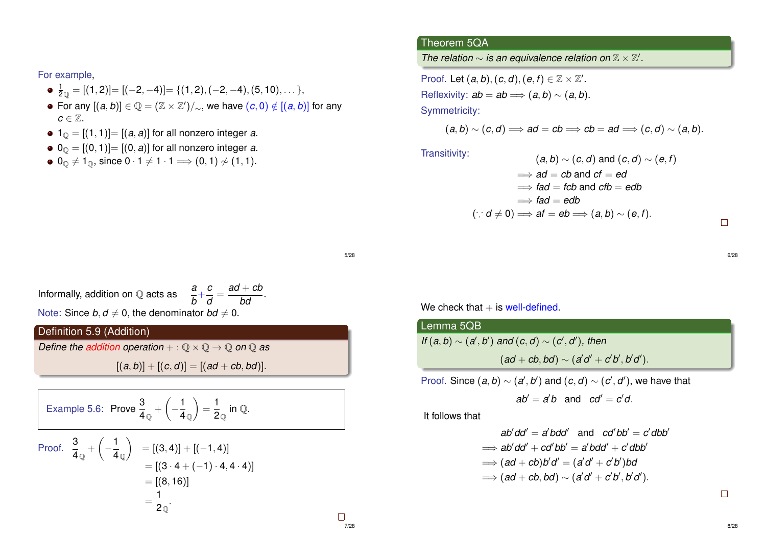For example,

- $\frac{1}{2}_{\mathbb{Q}} = [(1,2)] = [(-2,-4)] = \{(1,2), (-2,-4), (5,10), \dots\}$,
- For any $[(a,b)] \in \mathbb{Q} = (\mathbb{Z} \times \mathbb{Z}')/_{\sim}$, we have $(c,0) \notin [(a,b)]$ for any $c \in \mathbb{Z}$.
- $1_{\mathbb{Q}} = [(1,1)] = [(a,a)]$ for all nonzero integer $a$.
- $0_{\mathbb{Q}} = [(0,1)] = [(0,a)]$ for all nonzero integer $a$.
- $0_{\mathbb{Q}} \neq 1_{\mathbb{Q}}$, since $0 \cdot 1 \neq 1 \cdot 1 \implies (0,1) \not\sim (1,1)$.

**Theorem 5QA**

*The relation $\sim$ is an equivalence relation on $\mathbb{Z} \times \mathbb{Z}'$.*

Proof. Let $(a,b), (c,d), (e,f) \in \mathbb{Z} \times \mathbb{Z}'$.

Reflexivity: $ab = ab \implies (a,b) \sim (a,b)$.

Symmetricity:

$$(a,b) \sim (c,d) \implies ad = cb \implies cb = ad \implies (c,d) \sim (a,b).$$

Transitivity:

$$\begin{aligned}
& (a,b) \sim (c,d) \text{ and } (c,d) \sim (e,f) \\
\implies & ad = cb \text{ and } cf = ed \\
\implies & fad = fcb \text{ and } cfb = edb \\
\implies & fad = edb \\
(\because d \neq 0) \implies & af = eb \implies (a,b) \sim (e,f).
\end{aligned}$$

□

Informally, addition on $\mathbb{Q}$ acts as $\dfrac{a}{b} + \dfrac{c}{d} = \dfrac{ad+cb}{bd}$.

Note: Since $b, d \neq 0$, the denominator $bd \neq 0$.

**Definition 5.9 (Addition)**

*Define the addition operation $+ : \mathbb{Q} \times \mathbb{Q} \to \mathbb{Q}$ on $\mathbb{Q}$ as*

$$[(a,b)] + [(c,d)] = [(ad+cb, bd)].$$

**Example 5.6:** Prove $\dfrac{3}{4}_{\mathbb{Q}} + \left(-\dfrac{1}{4}_{\mathbb{Q}}\right) = \dfrac{1}{2}_{\mathbb{Q}}$ in $\mathbb{Q}$.

Proof.

$$\begin{aligned}
\frac{3}{4}_{\mathbb{Q}} + \left(-\frac{1}{4}_{\mathbb{Q}}\right) &= [(3,4)] + [(-1,4)] \\
&= [(3 \cdot 4 + (-1) \cdot 4, 4 \cdot 4)] \\
&= [(8,16)] \\
&= \frac{1}{2}_{\mathbb{Q}}.
\end{aligned}$$

□

We check that $+$ is well-defined.

**Lemma 5QB**

*If $(a,b) \sim (a',b')$ and $(c,d) \sim (c',d')$, then*

$$(ad+cb, bd) \sim (a'd' + c'b', b'd').$$

Proof. Since $(a,b) \sim (a',b')$ and $(c,d) \sim (c',d')$, we have that

$$ab' = a'b \quad \text{and} \quad cd' = c'd.$$

It follows that

$$\begin{aligned}
& ab'dd' = a'bdd' \quad \text{and} \quad cd'bb' = c'dbb' \\
\implies & ab'dd' + cd'bb' = a'bdd' + c'dbb' \\
\implies & (ad+cb)b'd' = (a'd' + c'b')bd \\
\implies & (ad+cb, bd) \sim (a'd' + c'b', b'd').
\end{aligned}$$

□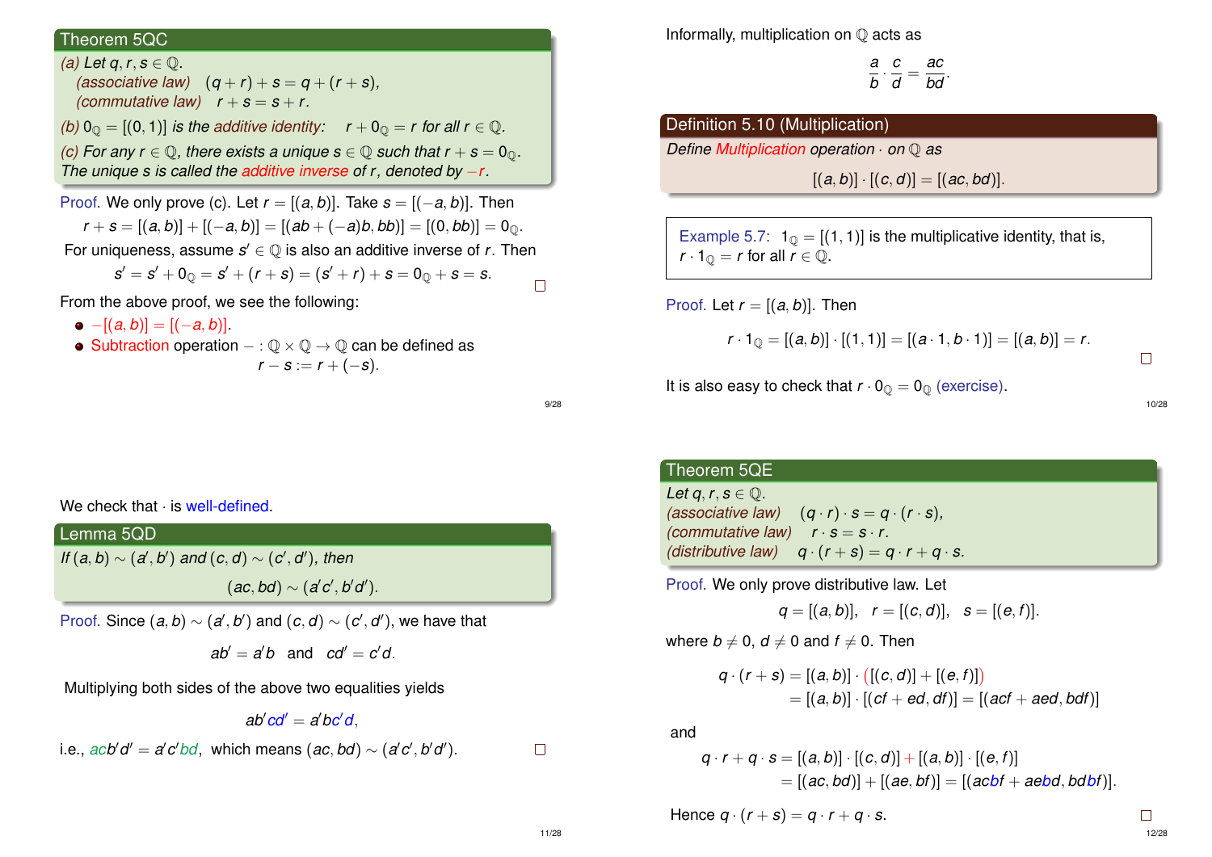### Theorem 5QC

*(a) Let $q, r, s \in \mathbb{Q}$.*
*(associative law)* $(q + r) + s = q + (r + s)$,
*(commutative law)* $r + s = s + r$.

*(b) $0_{\mathbb{Q}} = [(0, 1)]$ is the additive identity:* $r + 0_{\mathbb{Q}} = r$ *for all* $r \in \mathbb{Q}$.

*(c) For any $r \in \mathbb{Q}$, there exists a unique $s \in \mathbb{Q}$ such that $r + s = 0_{\mathbb{Q}}$. The unique $s$ is called the additive inverse of $r$, denoted by $-r$.*

Proof. We only prove (c). Let $r = [(a, b)]$. Take $s = [(-a, b)]$. Then

$$r + s = [(a, b)] + [(-a, b)] = [(ab + (-a)b, bb)] = [(0, bb)] = 0_{\mathbb{Q}}.$$

For uniqueness, assume $s' \in \mathbb{Q}$ is also an additive inverse of $r$. Then

$$s' = s' + 0_{\mathbb{Q}} = s' + (r + s) = (s' + r) + s = 0_{\mathbb{Q}} + s = s.$$

□

From the above proof, we see the following:

- $-[(a, b)] = [(-a, b)]$.
- Subtraction operation $- : \mathbb{Q} \times \mathbb{Q} \to \mathbb{Q}$ can be defined as
$$r - s := r + (-s).$$

Informally, multiplication on $\mathbb{Q}$ acts as

$$\frac{a}{b} \cdot \frac{c}{d} = \frac{ac}{bd}.$$

### Definition 5.10 (Multiplication)

*Define Multiplication operation $\cdot$ on $\mathbb{Q}$ as*

$$[(a, b)] \cdot [(c, d)] = [(ac, bd)].$$

Example 5.7: $1_{\mathbb{Q}} = [(1, 1)]$ is the multiplicative identity, that is, $r \cdot 1_{\mathbb{Q}} = r$ for all $r \in \mathbb{Q}$.

Proof. Let $r = [(a, b)]$. Then

$$r \cdot 1_{\mathbb{Q}} = [(a, b)] \cdot [(1, 1)] = [(a \cdot 1, b \cdot 1)] = [(a, b)] = r.$$

□

It is also easy to check that $r \cdot 0_{\mathbb{Q}} = 0_{\mathbb{Q}}$ (exercise).

We check that $\cdot$ is well-defined.

### Lemma 5QD

*If $(a, b) \sim (a', b')$ and $(c, d) \sim (c', d')$, then*

$$(ac, bd) \sim (a'c', b'd').$$

Proof. Since $(a, b) \sim (a', b')$ and $(c, d) \sim (c', d')$, we have that

$$ab' = a'b \quad \text{and} \quad cd' = c'd.$$

Multiplying both sides of the above two equalities yields

$$ab'cd' = a'bc'd,$$

i.e., $acb'd' = a'c'bd$, which means $(ac, bd) \sim (a'c', b'd')$. □

### Theorem 5QE

*Let $q, r, s \in \mathbb{Q}$.*
*(associative law)* $(q \cdot r) \cdot s = q \cdot (r \cdot s)$,
*(commutative law)* $r \cdot s = s \cdot r$.
*(distributive law)* $q \cdot (r + s) = q \cdot r + q \cdot s$.

Proof. We only prove distributive law. Let

$$q = [(a, b)], \quad r = [(c, d)], \quad s = [(e, f)].$$

where $b \neq 0$, $d \neq 0$ and $f \neq 0$. Then

$$\begin{aligned} q \cdot (r + s) &= [(a, b)] \cdot ([(c, d)] + [(e, f)]) \\ &= [(a, b)] \cdot [(cf + ed, df)] = [(acf + aed, bdf)] \end{aligned}$$

and

$$\begin{aligned} q \cdot r + q \cdot s &= [(a, b)] \cdot [(c, d)] + [(a, b)] \cdot [(e, f)] \\ &= [(ac, bd)] + [(ae, bf)] = [(acbf + aebd, bdbf)]. \end{aligned}$$

Hence $q \cdot (r + s) = q \cdot r + q \cdot s$. □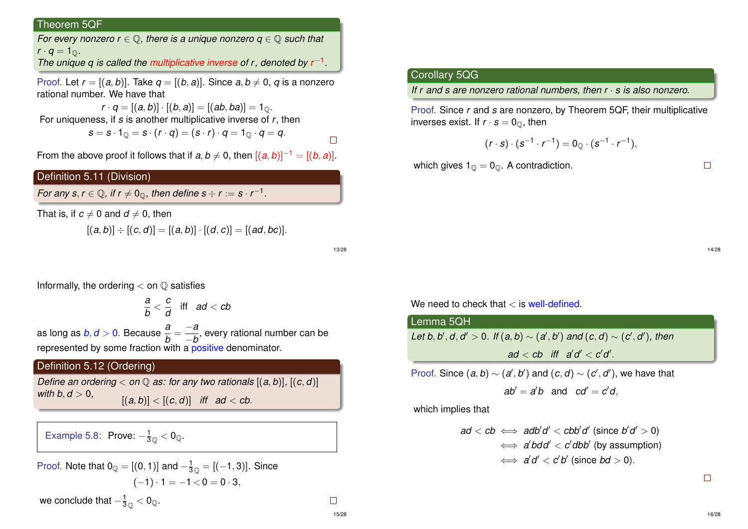### Theorem 5QF

*For every nonzero $r \in \mathbb{Q}$, there is a unique nonzero $q \in \mathbb{Q}$ such that $r \cdot q = 1_{\mathbb{Q}}$.*
*The unique $q$ is called the multiplicative inverse of $r$, denoted by $r^{-1}$.*

*Proof.* Let $r = [(a, b)]$. Take $q = [(b, a)]$. Since $a, b \neq 0$, $q$ is a nonzero rational number. We have that

$$r \cdot q = [(a, b)] \cdot [(b, a)] = [(ab, ba)] = 1_{\mathbb{Q}}.$$

For uniqueness, if $s$ is another multiplicative inverse of $r$, then

$$s = s \cdot 1_{\mathbb{Q}} = s \cdot (r \cdot q) = (s \cdot r) \cdot q = 1_{\mathbb{Q}} \cdot q = q.$$

□

From the above proof it follows that if $a, b \neq 0$, then $[(a, b)]^{-1} = [(b, a)]$.

### Definition 5.11 (Division)

*For any $s, r \in \mathbb{Q}$, if $r \neq 0_{\mathbb{Q}}$, then define $s \div r := s \cdot r^{-1}$.*

That is, if $c \neq 0$ and $d \neq 0$, then

$$[(a, b)] \div [(c, d)] = [(a, b)] \cdot [(d, c)] = [(ad, bc)].$$

### Corollary 5QG

*If $r$ and $s$ are nonzero rational numbers, then $r \cdot s$ is also nonzero.*

*Proof.* Since $r$ and $s$ are nonzero, by Theorem 5QF, their multiplicative inverses exist. If $r \cdot s = 0_{\mathbb{Q}}$, then

$$(r \cdot s) \cdot (s^{-1} \cdot r^{-1}) = 0_{\mathbb{Q}} \cdot (s^{-1} \cdot r^{-1}),$$

which gives $1_{\mathbb{Q}} = 0_{\mathbb{Q}}$. A contradiction. □

Informally, the ordering $<$ on $\mathbb{Q}$ satisfies

$$\frac{a}{b} < \frac{c}{d} \quad \text{iff} \quad ad < cb$$

as long as $b, d > 0$. Because $\frac{a}{b} = \frac{-a}{-b}$, every rational number can be represented by some fraction with a positive denominator.

### Definition 5.12 (Ordering)

*Define an ordering $<$ on $\mathbb{Q}$ as: for any two rationals $[(a, b)], [(c, d)]$ with $b, d > 0$,*

$$[(a, b)] < [(c, d)] \quad \text{iff} \quad ad < cb.$$

**Example 5.8:** Prove: $-\frac{1}{3}_{\mathbb{Q}} < 0_{\mathbb{Q}}$.

*Proof.* Note that $0_{\mathbb{Q}} = [(0, 1)]$ and $-\frac{1}{3}_{\mathbb{Q}} = [(-1, 3)]$. Since

$$(-1) \cdot 1 = -1 < 0 = 0 \cdot 3,$$

we conclude that $-\frac{1}{3}_{\mathbb{Q}} < 0_{\mathbb{Q}}$. □

We need to check that $<$ is well-defined.

### Lemma 5QH

*Let $b, b', d, d' > 0$. If $(a, b) \sim (a', b')$ and $(c, d) \sim (c', d')$, then*

$$ad < cb \quad \text{iff} \quad a'd' < c'd'.$$

*Proof.* Since $(a, b) \sim (a', b')$ and $(c, d) \sim (c', d')$, we have that

$$ab' = a'b \quad \text{and} \quad cd' = c'd,$$

which implies that

$$\begin{aligned} ad < cb &\iff adb'd' < cbb'd' \text{ (since } b'd' > 0) \\ &\iff a'bdd' < c'dbb' \text{ (by assumption)} \\ &\iff a'd' < c'b' \text{ (since } bd > 0). \end{aligned}$$

□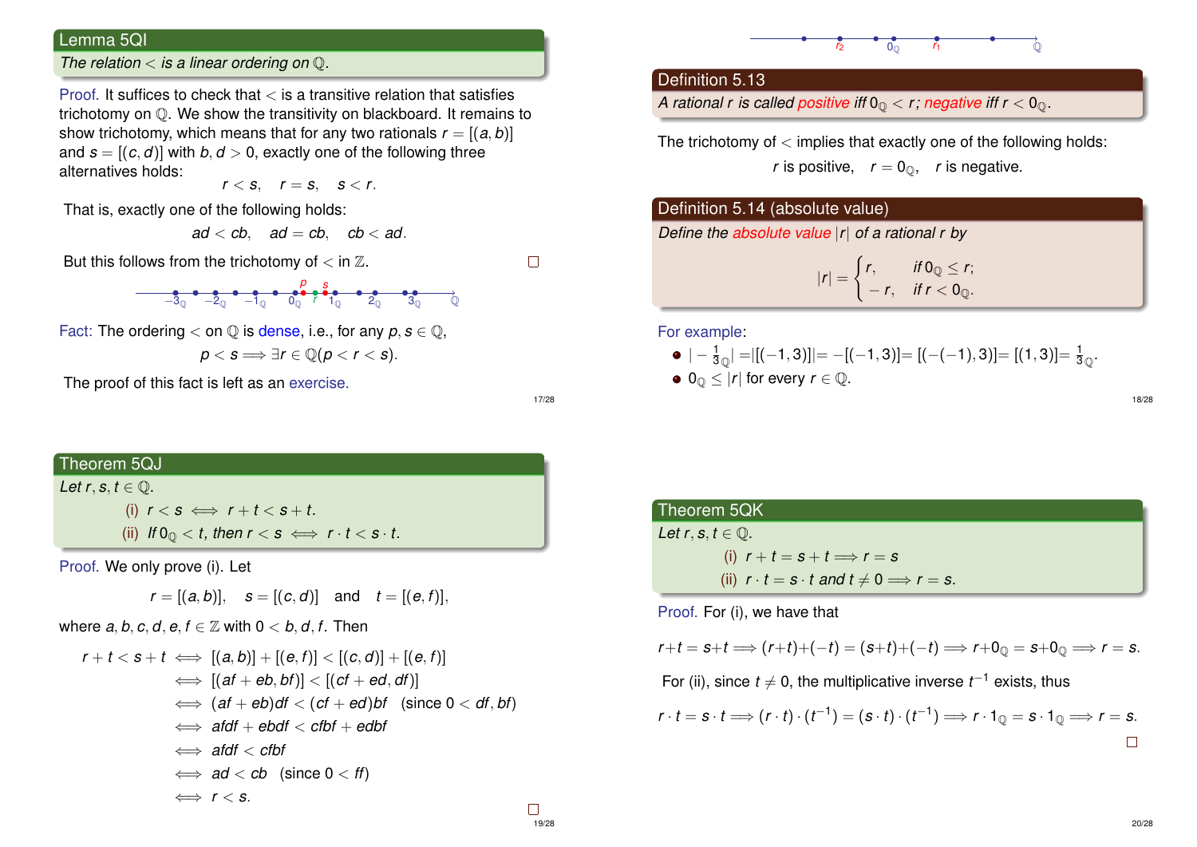## Lemma 5QI

*The relation $<$ is a linear ordering on $\mathbb{Q}$.*

Proof. It suffices to check that $<$ is a transitive relation that satisfies trichotomy on $\mathbb{Q}$. We show the transitivity on blackboard. It remains to show trichotomy, which means that for any two rationals $r = [(a,b)]$ and $s = [(c,d)]$ with $b, d > 0$, exactly one of the following three alternatives holds:

$$r < s, \quad r = s, \quad s < r.$$

That is, exactly one of the following holds:

$$ad < cb, \quad ad = cb, \quad cb < ad.$$

But this follows from the trichotomy of $<$ in $\mathbb{Z}$. □

Fact: The ordering $<$ on $\mathbb{Q}$ is dense, i.e., for any $p, s \in \mathbb{Q}$,

$$p < s \Longrightarrow \exists r \in \mathbb{Q}(p < r < s).$$

The proof of this fact is left as an exercise.

## Definition 5.13

*A rational $r$ is called positive iff $0_{\mathbb{Q}} < r$; negative iff $r < 0_{\mathbb{Q}}$.*

The trichotomy of $<$ implies that exactly one of the following holds:

$r$ is positive, $\quad r = 0_{\mathbb{Q}}$, $\quad r$ is negative.

## Definition 5.14 (absolute value)

*Define the absolute value $|r|$ of a rational $r$ by*

$$|r| = \begin{cases} r, & \text{if } 0_{\mathbb{Q}} \le r; \\ -r, & \text{if } r < 0_{\mathbb{Q}}. \end{cases}$$

For example:

- $|-\frac{1}{3}_{\mathbb{Q}}| = |[(-1,3)]| = -[(-1,3)] = [(-(-1),3)] = [(1,3)] = \frac{1}{3}_{\mathbb{Q}}$.
- $0_{\mathbb{Q}} \le |r|$ for every $r \in \mathbb{Q}$.

## Theorem 5QJ

*Let $r, s, t \in \mathbb{Q}$.*

(i) $r < s \iff r + t < s + t$.

(ii) If $0_{\mathbb{Q}} < t$, then $r < s \iff r \cdot t < s \cdot t$.

Proof. We only prove (i). Let

$$r = [(a,b)], \quad s = [(c,d)] \quad \text{and} \quad t = [(e,f)],$$

where $a, b, c, d, e, f \in \mathbb{Z}$ with $0 < b, d, f$. Then

$$\begin{aligned}
r + t < s + t &\iff [(a,b)] + [(e,f)] < [(c,d)] + [(e,f)] \\
&\iff [(af + eb, bf)] < [(cf + ed, df)] \\
&\iff (af + eb)df < (cf + ed)bf \quad (\text{since } 0 < df, bf) \\
&\iff afdf + ebdf < cfbf + edbf \\
&\iff afdf < cfbf \\
&\iff ad < cb \quad (\text{since } 0 < ff) \\
&\iff r < s.
\end{aligned}$$

□

## Theorem 5QK

*Let $r, s, t \in \mathbb{Q}$.*

(i) $r + t = s + t \Longrightarrow r = s$

(ii) $r \cdot t = s \cdot t$ and $t \neq 0 \Longrightarrow r = s$.

Proof. For (i), we have that

$$r + t = s + t \Longrightarrow (r + t) + (-t) = (s + t) + (-t) \Longrightarrow r + 0_{\mathbb{Q}} = s + 0_{\mathbb{Q}} \Longrightarrow r = s.$$

For (ii), since $t \neq 0$, the multiplicative inverse $t^{-1}$ exists, thus

$$r \cdot t = s \cdot t \Longrightarrow (r \cdot t) \cdot (t^{-1}) = (s \cdot t) \cdot (t^{-1}) \Longrightarrow r \cdot 1_{\mathbb{Q}} = s \cdot 1_{\mathbb{Q}} \Longrightarrow r = s.$$

□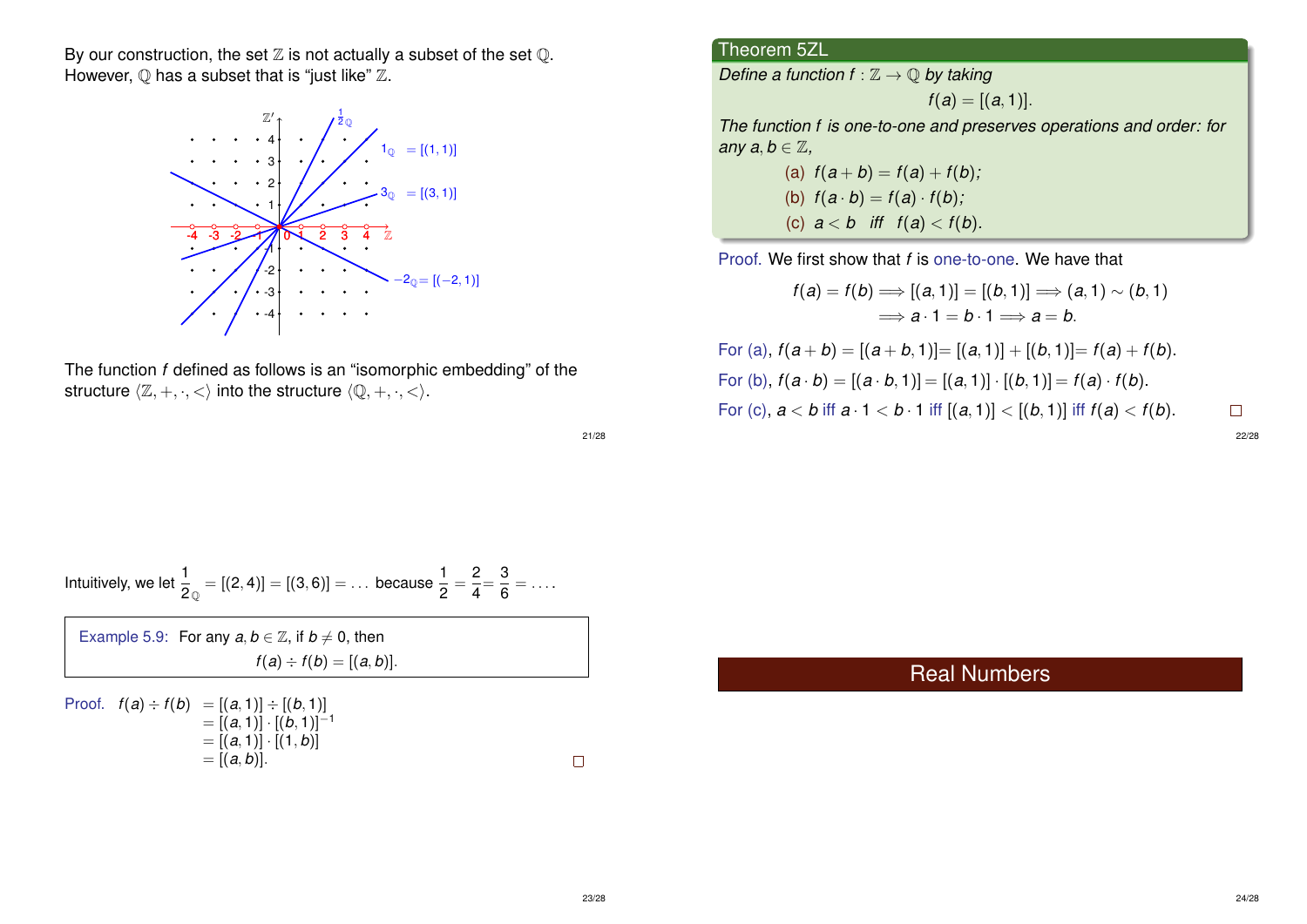By our construction, the set $\mathbb{Z}$ is not actually a subset of the set $\mathbb{Q}$. However, $\mathbb{Q}$ has a subset that is "just like" $\mathbb{Z}$.

$1_\mathbb{Q} = [(1,1)]$

$3_\mathbb{Q} = [(3,1)]$

$-2_\mathbb{Q} = [(-2,1)]$

The function $f$ defined as follows is an "isomorphic embedding" of the structure $\langle \mathbb{Z}, +, \cdot, < \rangle$ into the structure $\langle \mathbb{Q}, +, \cdot, < \rangle$.

## Theorem 5ZL

*Define a function $f : \mathbb{Z} \to \mathbb{Q}$ by taking*

$$f(a) = [(a, 1)].$$

*The function $f$ is one-to-one and preserves operations and order: for any $a, b \in \mathbb{Z}$,*

(a) $f(a + b) = f(a) + f(b)$;

(b) $f(a \cdot b) = f(a) \cdot f(b)$;

(c) $a < b$ iff $f(a) < f(b)$.

**Proof.** We first show that $f$ is one-to-one. We have that

$$f(a) = f(b) \implies [(a,1)] = [(b,1)] \implies (a,1) \sim (b,1)$$
$$\implies a \cdot 1 = b \cdot 1 \implies a = b.$$

For (a), $f(a + b) = [(a + b, 1)] = [(a,1)] + [(b,1)] = f(a) + f(b)$.

For (b), $f(a \cdot b) = [(a \cdot b, 1)] = [(a,1)] \cdot [(b,1)] = f(a) \cdot f(b)$.

For (c), $a < b$ iff $a \cdot 1 < b \cdot 1$ iff $[(a,1)] < [(b,1)]$ iff $f(a) < f(b)$. □

Intuitively, we let $\dfrac{1}{2}_\mathbb{Q} = [(2,4)] = [(3,6)] = \ldots$ because $\dfrac{1}{2} = \dfrac{2}{4} = \dfrac{3}{6} = \ldots$.

**Example 5.9:** For any $a, b \in \mathbb{Z}$, if $b \neq 0$, then

$$f(a) \div f(b) = [(a,b)].$$

**Proof.**

$$\begin{aligned} f(a) \div f(b) &= [(a,1)] \div [(b,1)] \\ &= [(a,1)] \cdot [(b,1)]^{-1} \\ &= [(a,1)] \cdot [(1,b)] \\ &= [(a,b)]. \end{aligned}$$

□

# Real Numbers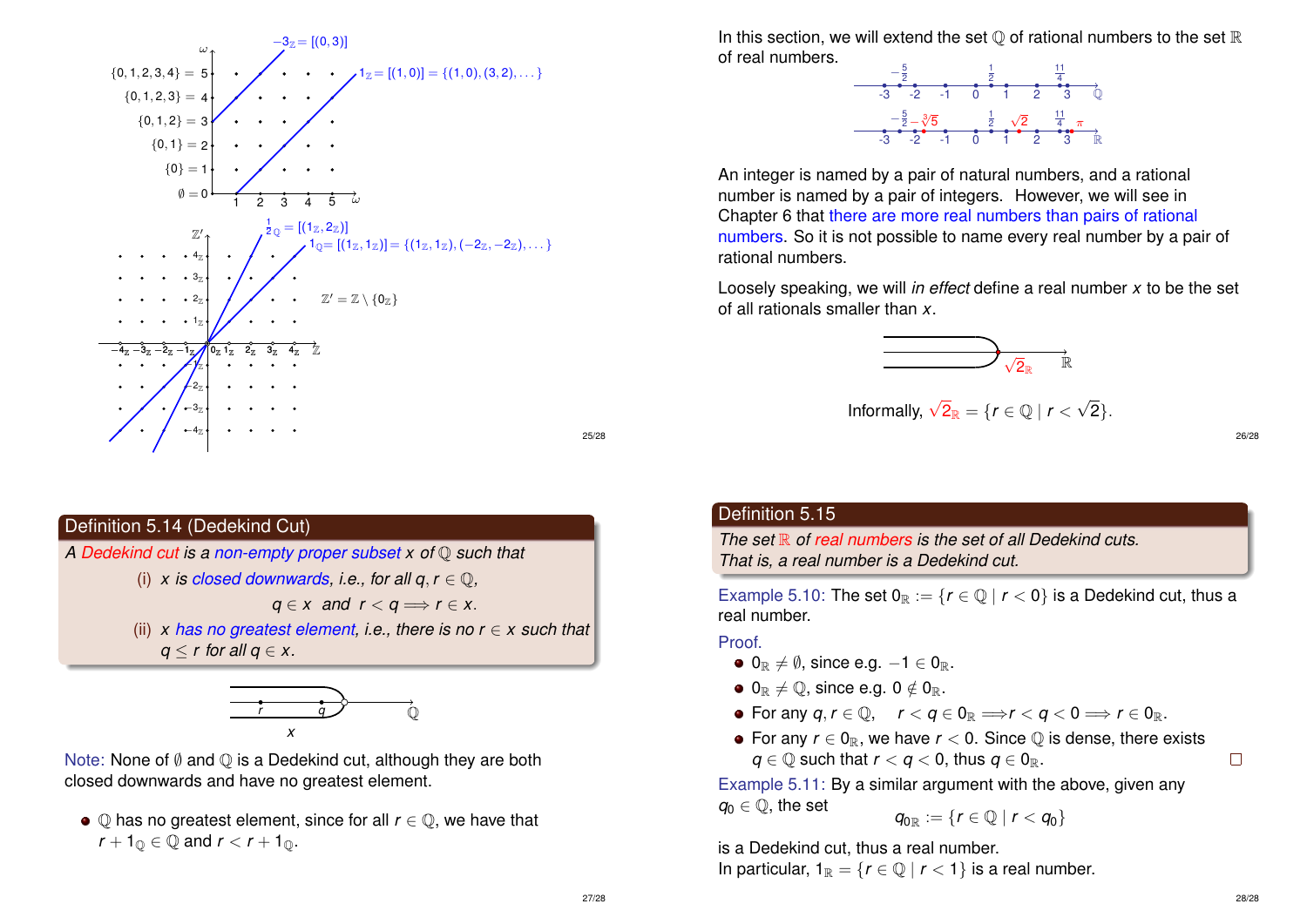$-3_{\mathbb{Z}} = [(0,3)]$

$\omega$

$\{0,1,2,3,4\} = 5$

$\{0,1,2,3\} = 4$

$\{0,1,2\} = 3$

$\{0,1\} = 2$

$\{0\} = 1$

$\emptyset = 0$

1 2 3 4 5 $\omega$

$1_{\mathbb{Z}} = [(1,0)] = \{(1,0),(3,2),\dots\}$

$\mathbb{Z}'$

$\frac{1}{2}_{\mathbb{Q}} = [(1_{\mathbb{Z}}, 2_{\mathbb{Z}})]$

$1_{\mathbb{Q}} = [(1_{\mathbb{Z}}, 1_{\mathbb{Z}})] = \{(1_{\mathbb{Z}}, 1_{\mathbb{Z}}), (-2_{\mathbb{Z}}, -2_{\mathbb{Z}}), \dots\}$

$\mathbb{Z}' = \mathbb{Z} \setminus \{0_{\mathbb{Z}}\}$

$-4_{\mathbb{Z}}$ $-3_{\mathbb{Z}}$ $-2_{\mathbb{Z}}$ $-1_{\mathbb{Z}}$ $0_{\mathbb{Z}}$ $1_{\mathbb{Z}}$ $2_{\mathbb{Z}}$ $3_{\mathbb{Z}}$ $4_{\mathbb{Z}}$ $\mathbb{Z}$

In this section, we will extend the set $\mathbb{Q}$ of rational numbers to the set $\mathbb{R}$ of real numbers.

$-\frac{5}{2}$ $\frac{1}{2}$ $\frac{11}{4}$

-3 -2 -1 0 1 2 3 $\mathbb{Q}$

$-\frac{5}{2}$ $-\sqrt[3]{5}$ $\frac{1}{2}$ $\sqrt{2}$ $\frac{11}{4}$ $\pi$

-3 -2 -1 0 1 2 3 $\mathbb{R}$

An integer is named by a pair of natural numbers, and a rational number is named by a pair of integers. However, we will see in Chapter 6 that there are more real numbers than pairs of rational numbers. So it is not possible to name every real number by a pair of rational numbers.

Loosely speaking, we will *in effect* define a real number $x$ to be the set of all rationals smaller than $x$.

$\sqrt{2}_{\mathbb{R}}$ $\mathbb{R}$

Informally, $\sqrt{2}_{\mathbb{R}} = \{r \in \mathbb{Q} \mid r < \sqrt{2}\}$.

## Definition 5.14 (Dedekind Cut)

*A Dedekind cut is a non-empty proper subset $x$ of $\mathbb{Q}$ such that*

(i) *$x$ is closed downwards, i.e., for all $q, r \in \mathbb{Q}$,*

$$q \in x \text{ and } r < q \Longrightarrow r \in x.$$

(ii) *$x$ has no greatest element, i.e., there is no $r \in x$ such that $q \le r$ for all $q \in x$.*

$r$ $q$ $\mathbb{Q}$

$x$

Note: None of $\emptyset$ and $\mathbb{Q}$ is a Dedekind cut, although they are both closed downwards and have no greatest element.

- $\mathbb{Q}$ has no greatest element, since for all $r \in \mathbb{Q}$, we have that $r + 1_{\mathbb{Q}} \in \mathbb{Q}$ and $r < r + 1_{\mathbb{Q}}$.

## Definition 5.15

*The set $\mathbb{R}$ of real numbers is the set of all Dedekind cuts. That is, a real number is a Dedekind cut.*

Example 5.10: The set $0_{\mathbb{R}} := \{r \in \mathbb{Q} \mid r < 0\}$ is a Dedekind cut, thus a real number.

Proof.

- $0_{\mathbb{R}} \neq \emptyset$, since e.g. $-1 \in 0_{\mathbb{R}}$.
- $0_{\mathbb{R}} \neq \mathbb{Q}$, since e.g. $0 \notin 0_{\mathbb{R}}$.
- For any $q, r \in \mathbb{Q}$, $\quad r < q \in 0_{\mathbb{R}} \Longrightarrow r < q < 0 \Longrightarrow r \in 0_{\mathbb{R}}$.
- For any $r \in 0_{\mathbb{R}}$, we have $r < 0$. Since $\mathbb{Q}$ is dense, there exists $q \in \mathbb{Q}$ such that $r < q < 0$, thus $q \in 0_{\mathbb{R}}$. □

Example 5.11: By a similar argument with the above, given any $q_0 \in \mathbb{Q}$, the set

$$q_{0\mathbb{R}} := \{r \in \mathbb{Q} \mid r < q_0\}$$

is a Dedekind cut, thus a real number.
In particular, $1_{\mathbb{R}} = \{r \in \mathbb{Q} \mid r < 1\}$ is a real number.